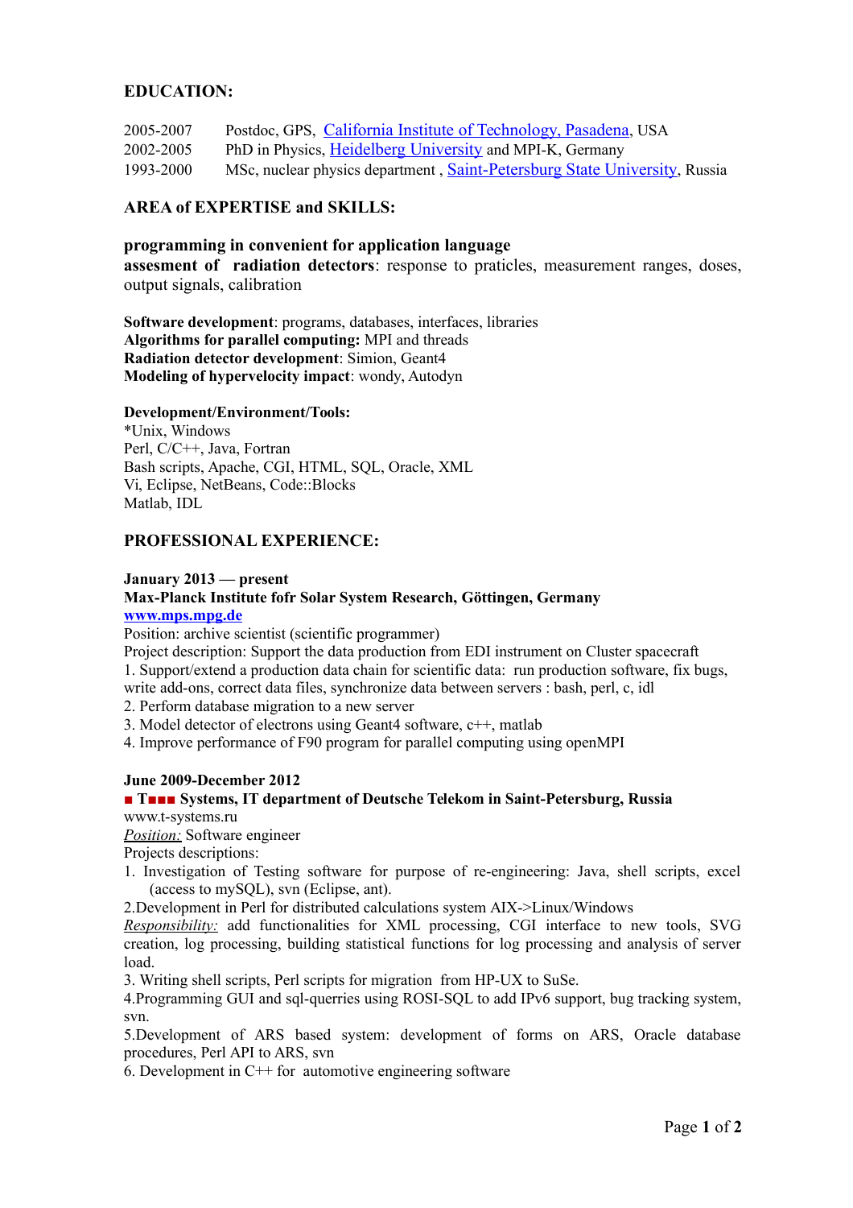## EDUCATION:

2005-2007 Postdoc, GPS, California Institute of Technology, Pasadena, USA
2002-2005 PhD in Physics, Heidelberg University and MPI-K, Germany
1993-2000 MSc, nuclear physics department , Saint-Petersburg State University, Russia

## AREA of EXPERTISE and SKILLS:

**programming in convenient for application language**
**assesment of radiation detectors**: response to praticles, measurement ranges, doses, output signals, calibration

**Software development**: programs, databases, interfaces, libraries
**Algorithms for parallel computing:** MPI and threads
**Radiation detector development**: Simion, Geant4
**Modeling of hypervelocity impact**: wondy, Autodyn

**Development/Environment/Tools:**
*Unix, Windows
Perl, C/C++, Java, Fortran
Bash scripts, Apache, CGI, HTML, SQL, Oracle, XML
Vi, Eclipse, NetBeans, Code::Blocks
Matlab, IDL

## PROFESSIONAL EXPERIENCE:

**January 2013 — present**
**Max-Planck Institute fofr Solar System Research, Göttingen, Germany**
**www.mps.mpg.de**
Position: archive scientist (scientific programmer)
Project description: Support the data production from EDI instrument on Cluster spacecraft
1. Support/extend a production data chain for scientific data: run production software, fix bugs, write add-ons, correct data files, synchronize data between servers : bash, perl, c, idl
2. Perform database migration to a new server
3. Model detector of electrons using Geant4 software, c++, matlab
4. Improve performance of F90 program for parallel computing using openMPI

**June 2009-December 2012**
**■ T■■■ Systems, IT department of Deutsche Telekom in Saint-Petersburg, Russia**
www.t-systems.ru
*Position:* Software engineer
Projects descriptions:
1. Investigation of Testing software for purpose of re-engineering: Java, shell scripts, excel (access to mySQL), svn (Eclipse, ant).
2.Development in Perl for distributed calculations system AIX->Linux/Windows
*Responsibility:* add functionalities for XML processing, CGI interface to new tools, SVG creation, log processing, building statistical functions for log processing and analysis of server load.
3. Writing shell scripts, Perl scripts for migration from HP-UX to SuSe.
4.Programming GUI and sql-querries using ROSI-SQL to add IPv6 support, bug tracking system, svn.
5.Development of ARS based system: development of forms on ARS, Oracle database procedures, Perl API to ARS, svn
6. Development in C++ for automotive engineering software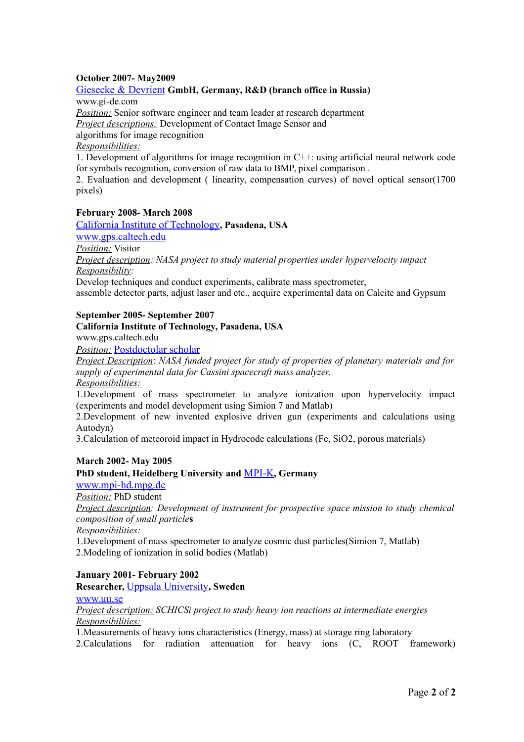**October 2007- May2009**

Giesecke & Devrient **GmbH, Germany, R&D (branch office in Russia)**

www.gi-de.com

*Position:* Senior software engineer and team leader at research department

*Project descriptions:* Development of Contact Image Sensor and algorithms for image recognition

*Responsibilities:*

1. Development of algorithms for image recognition in C++: using artificial neural network code for symbols recognition, conversion of raw data to BMP, pixel comparison .
2. Evaluation and development ( linearity, compensation curves) of novel optical sensor(1700 pixels)

**February 2008- March 2008**

California Institute of Technology**, Pasadena, USA**

www.gps.caltech.edu

*Position:* Visitor

*Project description: NASA project to study material properties under hypervelocity impact*

*Responsibility:*

Develop techniques and conduct experiments, calibrate mass spectrometer, assemble detector parts, adjust laser and etc., acquire experimental data on Calcite and Gypsum

**September 2005- September 2007**

**California Institute of Technology, Pasadena, USA**

www.gps.caltech.edu

*Position:* Postdoctoral scholar

*Project Description: NASA funded project for study of properties of planetary materials and for supply of experimental data for Cassini spacecraft mass analyzer.*

*Responsibilities:*

1.Development of mass spectrometer to analyze ionization upon hypervelocity impact (experiments and model development using Simion 7 and Matlab)

2.Development of new invented explosive driven gun (experiments and calculations using Autodyn)

3.Calculation of meteoroid impact in Hydrocode calculations (Fe, $SiO_2$, porous materials)

**March 2002- May 2005**

**PhD student, Heidelberg University and** MPI-K**, Germany**

www.mpi-hd.mpg.de

*Position:* PhD student

*Project description: Development of instrument for prospective space mission to study chemical composition of small particle*s

*Responsibilities:*

1.Development of mass spectrometer to analyze cosmic dust particles(Simion 7, Matlab)

2.Modeling of ionization in solid bodies (Matlab)

**January 2001- February 2002**

**Researcher,** Uppsala University**, Sweden**

www.uu.se

*Project description: SCHICSi project to study heavy ion reactions at intermediate energies*

*Responsibilities:*

1.Measurements of heavy ions characteristics (Energy, mass) at storage ring laboratory

2.Calculations for radiation attenuation for heavy ions (C, ROOT framework)